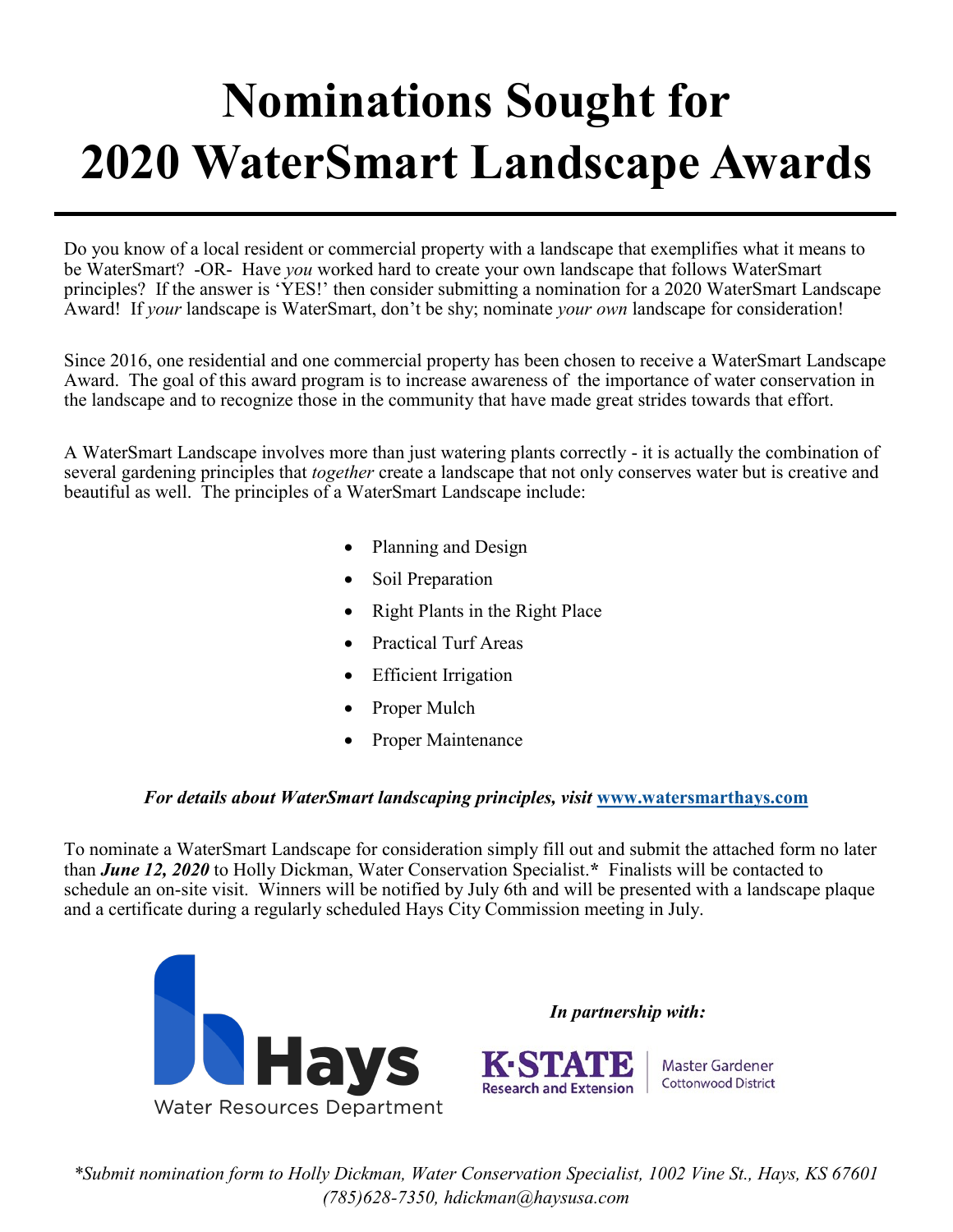# Nominations Sought for 2020 WaterSmart Landscape Awards

Do you know of a local resident or commercial property with a landscape that exemplifies what it means to be WaterSmart? -OR- Have *you* worked hard to create your own landscape that follows WaterSmart principles? If the answer is 'YES!' then consider submitting a nomination for a 2020 WaterSmart Landscape Award! If *your* landscape is WaterSmart, don't be shy; nominate *your own* landscape for consideration!

Since 2016, one residential and one commercial property has been chosen to receive a WaterSmart Landscape Award. The goal of this award program is to increase awareness of the importance of water conservation in the landscape and to recognize those in the community that have made great strides towards that effort.

A WaterSmart Landscape involves more than just watering plants correctly - it is actually the combination of several gardening principles that *together* create a landscape that not only conserves water but is creative and beautiful as well. The principles of a WaterSmart Landscape include:

- Planning and Design
- Soil Preparation
- Right Plants in the Right Place
- Practical Turf Areas
- Efficient Irrigation
- Proper Mulch
- Proper Maintenance

***For details about WaterSmart landscaping principles, visit [www.watersmarthays.com](http://www.watersmarthays.com)***

To nominate a WaterSmart Landscape for consideration simply fill out and submit the attached form no later than ***June 12, 2020*** to Holly Dickman, Water Conservation Specialist.***** Finalists will be contacted to schedule an on-site visit. Winners will be notified by July 6th and will be presented with a landscape plaque and a certificate during a regularly scheduled Hays City Commission meeting in July.

Hays Water Resources Department

***In partnership with:***

K·STATE Research and Extension | Master Gardener Cottonwood District

*\*Submit nomination form to Holly Dickman, Water Conservation Specialist, 1002 Vine St., Hays, KS 67601 (785)628-7350, hdickman@haysusa.com*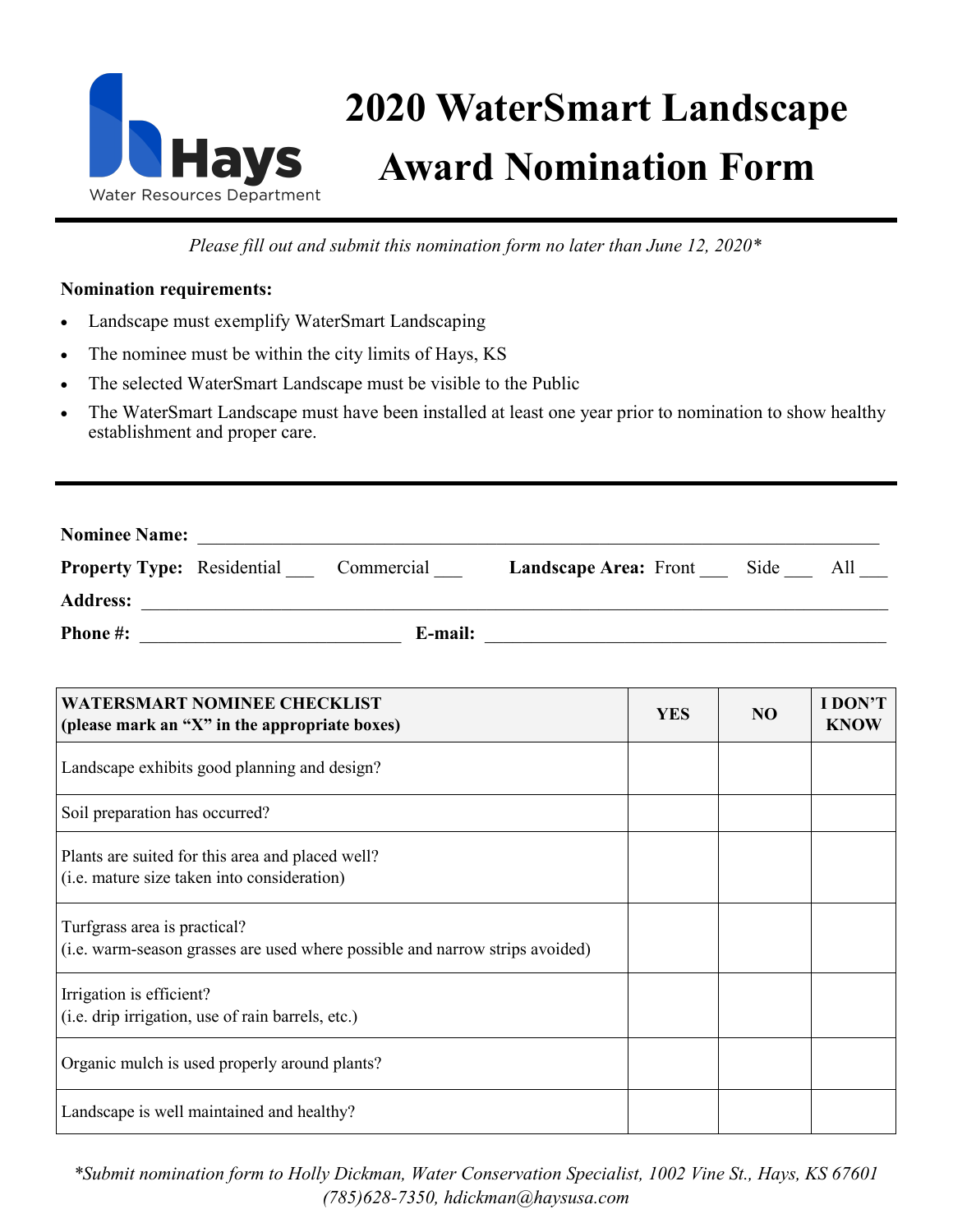Hays

Water Resources Department

# 2020 WaterSmart Landscape Award Nomination Form

*Please fill out and submit this nomination form no later than June 12, 2020**

**Nomination requirements:**

- Landscape must exemplify WaterSmart Landscaping
- The nominee must be within the city limits of Hays, KS
- The selected WaterSmart Landscape must be visible to the Public
- The WaterSmart Landscape must have been installed at least one year prior to nomination to show healthy establishment and proper care.

---

**Nominee Name:** ____________________________________________

**Property Type:** Residential ___ Commercial ___ **Landscape Area:** Front ___ Side ___ All ___

**Address:** ____________________________________________

**Phone #:** ______________________ **E-mail:** ______________________

| WATERSMART NOMINEE CHECKLIST (please mark an "X" in the appropriate boxes) | YES | NO | I DON'T KNOW |
|---|---|---|---|
| Landscape exhibits good planning and design? | | | |
| Soil preparation has occurred? | | | |
| Plants are suited for this area and placed well? (i.e. mature size taken into consideration) | | | |
| Turfgrass area is practical? (i.e. warm-season grasses are used where possible and narrow strips avoided) | | | |
| Irrigation is efficient? (i.e. drip irrigation, use of rain barrels, etc.) | | | |
| Organic mulch is used properly around plants? | | | |
| Landscape is well maintained and healthy? | | | |

**Submit nomination form to Holly Dickman, Water Conservation Specialist, 1002 Vine St., Hays, KS 67601 (785)628-7350, hdickman@haysusa.com*